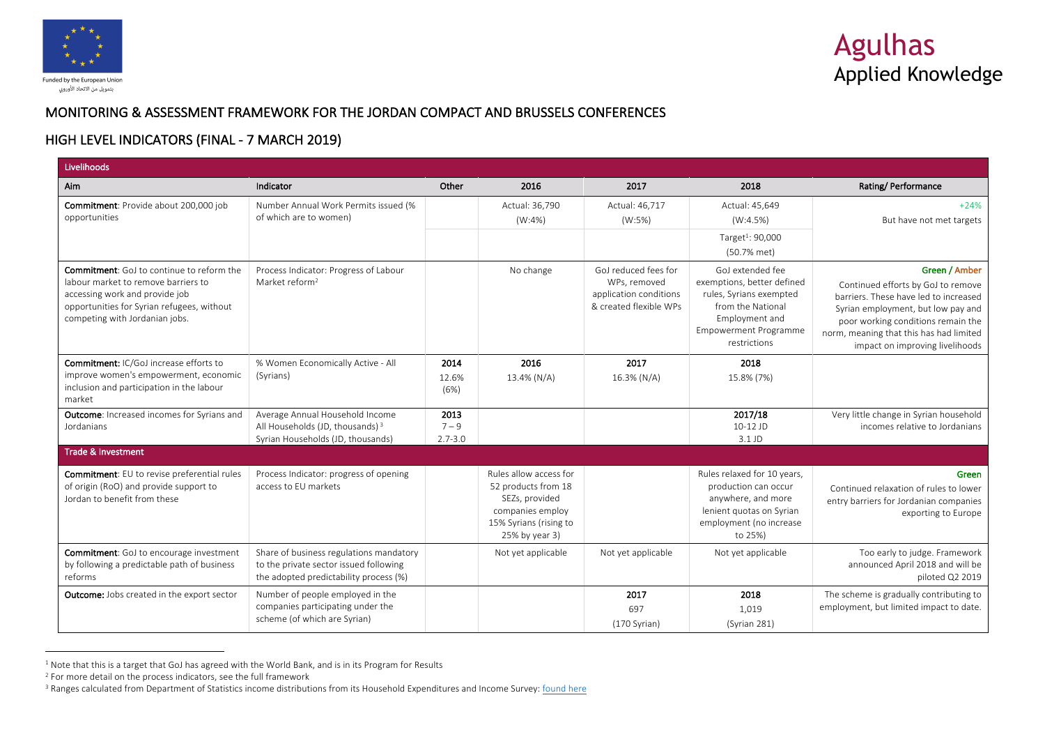Funded by the European Union
بتمويل من الاتحاد الأوروبي

Agulhas
Applied Knowledge

# MONITORING & ASSESSMENT FRAMEWORK FOR THE JORDAN COMPACT AND BRUSSELS CONFERENCES

## HIGH LEVEL INDICATORS (FINAL - 7 MARCH 2019)

| Aim | Indicator | Other | 2016 | 2017 | 2018 | Rating/ Performance |
|---|---|---|---|---|---|---|
| **Livelihoods** | | | | | | |
| **Commitment**: Provide about 200,000 job opportunities | Number Annual Work Permits issued (% of which are to women) | | Actual: 36,790 (W:4%) | Actual: 46,717 (W:5%) | Actual: 45,649 (W:4.5%) | +24% But have not met targets |
| | | | | | Target[1]: 90,000 (50.7% met) | |
| **Commitment**: GoJ to continue to reform the labour market to remove barriers to accessing work and provide job opportunities for Syrian refugees, without competing with Jordanian jobs. | Process Indicator: Progress of Labour Market reform[2] | | No change | GoJ reduced fees for WPs, removed application conditions & created flexible WPs | GoJ extended fee exemptions, better defined rules, Syrians exempted from the National Employment and Empowerment Programme restrictions | Green / Amber Continued efforts by GoJ to remove barriers. These have led to increased Syrian employment, but low pay and poor working conditions remain the norm, meaning that this has had limited impact on improving livelihoods |
| **Commitment:** IC/GoJ increase efforts to improve women's empowerment, economic inclusion and participation in the labour market | % Women Economically Active - All (Syrians) | **2014** 12.6% (6%) | **2016** 13.4% (N/A) | **2017** 16.3% (N/A) | **2018** 15.8% (7%) | |
| **Outcome**: Increased incomes for Syrians and Jordanians | Average Annual Household Income All Households (JD, thousands)[3] Syrian Households (JD, thousands) | **2013** 7 – 9 2.7-3.0 | | | **2017/18** 10-12 JD 3.1 JD | Very little change in Syrian household incomes relative to Jordanians |
| **Trade & Investment** | | | | | | |
| **Commitment**: EU to revise preferential rules of origin (RoO) and provide support to Jordan to benefit from these | Process Indicator: progress of opening access to EU markets | | Rules allow access for 52 products from 18 SEZs, provided companies employ 15% Syrians (rising to 25% by year 3) | | Rules relaxed for 10 years, production can occur anywhere, and more lenient quotas on Syrian employment (no increase to 25%) | Green Continued relaxation of rules to lower entry barriers for Jordanian companies exporting to Europe |
| **Commitment**: GoJ to encourage investment by following a predictable path of business reforms | Share of business regulations mandatory to the private sector issued following the adopted predictability process (%) | | Not yet applicable | Not yet applicable | Not yet applicable | Too early to judge. Framework announced April 2018 and will be piloted Q2 2019 |
| **Outcome:** Jobs created in the export sector | Number of people employed in the companies participating under the scheme (of which are Syrian) | | | **2017** 697 (170 Syrian) | **2018** 1,019 (Syrian 281) | The scheme is gradually contributing to employment, but limited impact to date. |

[1] Note that this is a target that GoJ has agreed with the World Bank, and is in its Program for Results

[2] For more detail on the process indicators, see the full framework

[3] Ranges calculated from Department of Statistics income distributions from its Household Expenditures and Income Survey: found here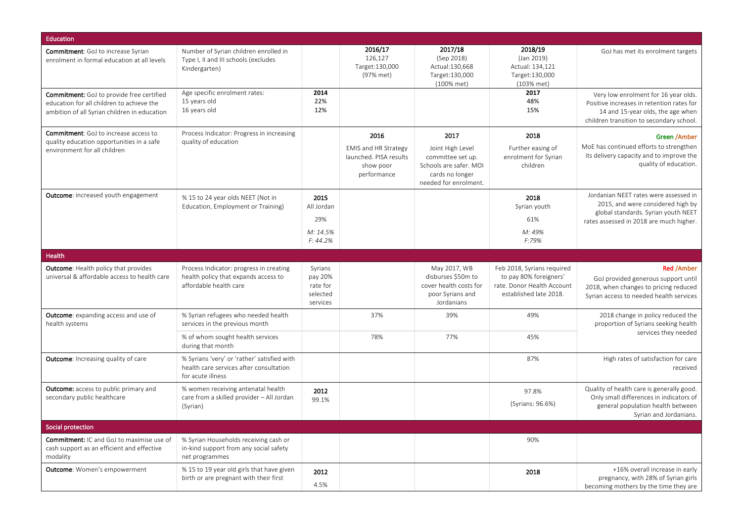| Education | | | | | | |
|---|---|---|---|---|---|---|
| **Commitment**: GoJ to increase Syrian enrolment in formal education at all levels | Number of Syrian children enrolled in Type I, II and III schools (excludes Kindergarten) | | **2016/17**<br>126,127<br>Target:130,000<br>(97% met) | **2017/18**<br>(Sep 2018)<br>Actual:130,668<br>Target:130,000<br>(100% met) | **2018/19**<br>(Jan 2019)<br>Actual: 134,121<br>Target:130,000<br>(103% met) | GoJ has met its enrolment targets |
| **Commitment**: GoJ to provide free certified education for all children to achieve the ambition of all Syrian children in education | Age specific enrolment rates:<br>15 years old<br>16 years old | **2014**<br>22%<br>12% | | | **2017**<br>48%<br>15% | Very low enrolment for 16 year olds. Positive increases in retention rates for 14 and 15-year olds, the age when children transition to secondary school. |
| **Commitment**: GoJ to increase access to quality education opportunities in a safe environment for all children | Process Indicator: Progress in increasing quality of education | | **2016**<br>EMIS and HR Strategy launched. PISA results show poor performance | **2017**<br>Joint High Level committee set up. Schools are safer. MOI cards no longer needed for enrolment. | **2018**<br>Further easing of enrolment for Syrian children | **Green /Amber**<br>MoE has continued efforts to strengthen its delivery capacity and to improve the quality of education. |
| **Outcome**: increased youth engagement | % 15 to 24 year olds NEET (Not in Education, Employment or Training) | **2015**<br>All Jordan<br>29%<br>*M: 14.5%*<br>*F: 44.2%* | | | **2018**<br>Syrian youth<br>61%<br>*M: 49%*<br>*F:79%* | Jordanian NEET rates were assessed in 2015, and were considered high by global standards. Syrian youth NEET rates assessed in 2018 are much higher. |
| **Health** | | | | | | |
| **Outcome**: Health policy that provides universal & affordable access to health care | Process Indicator: progress in creating health policy that expands access to affordable health care | Syrians pay 20% rate for selected services | | May 2017, WB disburses $50m to cover health costs for poor Syrians and Jordanians | Feb 2018, Syrians required to pay 80% foreigners' rate. Donor Health Account established late 2018. | **Red /Amber**<br>GoJ provided generous support until 2018, when changes to pricing reduced Syrian access to needed health services |
| **Outcome**: expanding access and use of health systems | % Syrian refugees who needed health services in the previous month | | 37% | 39% | 49% | 2018 change in policy reduced the proportion of Syrians seeking health services they needed |
| | % of whom sought health services during that month | | 78% | 77% | 45% | |
| **Outcome**: Increasing quality of care | % Syrians 'very' or 'rather' satisfied with health care services after consultation for acute illness | | | | 87% | High rates of satisfaction for care received |
| **Outcome:** access to public primary and secondary public healthcare | % women receiving antenatal health care from a skilled provider – All Jordan (Syrian) | **2012**<br>99.1% | | | 97.8%<br>(Syrians: 96.6%) | Quality of health care is generally good. Only small differences in indicators of general population health between Syrian and Jordanians. |
| **Social protection** | | | | | | |
| **Commitment:** IC and GoJ to maximise use of cash support as an efficient and effective modality | % Syrian Households receiving cash or in-kind support from any social safety net programmes | | | | 90% | |
| **Outcome**: Women's empowerment | % 15 to 19 year old girls that have given birth or are pregnant with their first | **2012**<br>4.5% | | | **2018** | +16% overall increase in early pregnancy, with 28% of Syrian girls becoming mothers by the time they are |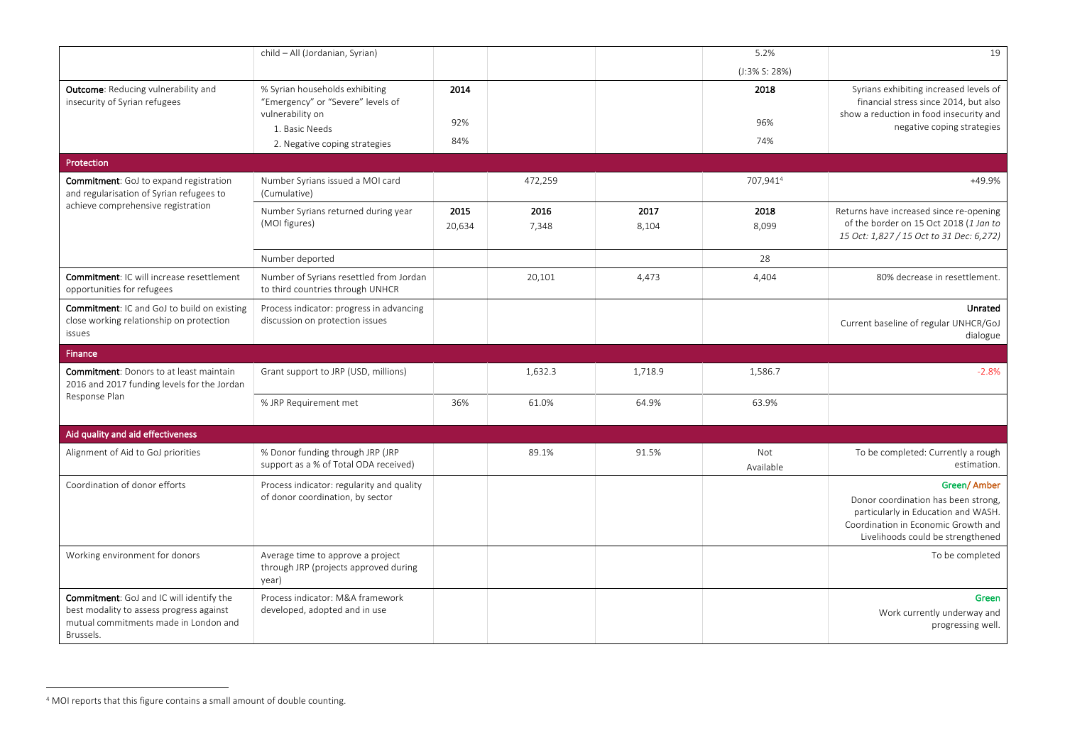| | | | | | | |
|---|---|---|---|---|---|---|
| | child – All (Jordanian, Syrian) | | | | 5.2%<br>(J:3% S: 28%) | 19 |
| **Outcome**: Reducing vulnerability and insecurity of Syrian refugees | % Syrian households exhibiting "Emergency" or "Severe" levels of vulnerability on<br>1. Basic Needs<br>2. Negative coping strategies | **2014**<br>92%<br>84% | | | **2018**<br>96%<br>74% | Syrians exhibiting increased levels of financial stress since 2014, but also show a reduction in food insecurity and negative coping strategies |
| **Protection** | | | | | | |
| **Commitment**: GoJ to expand registration and regularisation of Syrian refugees to achieve comprehensive registration | Number Syrians issued a MOI card (Cumulative) | | 472,259 | | 707,941[4] | +49.9% |
| | Number Syrians returned during year (MOI figures) | **2015**<br>20,634 | **2016**<br>7,348 | **2017**<br>8,104 | **2018**<br>8,099 | Returns have increased since re-opening of the border on 15 Oct 2018 (*1 Jan to 15 Oct: 1,827 / 15 Oct to 31 Dec: 6,272)* |
| | Number deported | | | | 28 | |
| **Commitment**: IC will increase resettlement opportunities for refugees | Number of Syrians resettled from Jordan to third countries through UNHCR | | 20,101 | 4,473 | 4,404 | 80% decrease in resettlement. |
| **Commitment**: IC and GoJ to build on existing close working relationship on protection issues | Process indicator: progress in advancing discussion on protection issues | | | | | **Unrated**<br>Current baseline of regular UNHCR/GoJ dialogue |
| **Finance** | | | | | | |
| **Commitment**: Donors to at least maintain 2016 and 2017 funding levels for the Jordan Response Plan | Grant support to JRP (USD, millions) | | 1,632.3 | 1,718.9 | 1,586.7 | -2.8% |
| | % JRP Requirement met | 36% | 61.0% | 64.9% | 63.9% | |
| **Aid quality and aid effectiveness** | | | | | | |
| Alignment of Aid to GoJ priorities | % Donor funding through JRP (JRP support as a % of Total ODA received) | | 89.1% | 91.5% | Not Available | To be completed: Currently a rough estimation. |
| Coordination of donor efforts | Process indicator: regularity and quality of donor coordination, by sector | | | | | **Green/ Amber**<br>Donor coordination has been strong, particularly in Education and WASH. Coordination in Economic Growth and Livelihoods could be strengthened |
| Working environment for donors | Average time to approve a project through JRP (projects approved during year) | | | | | To be completed |
| **Commitment**: GoJ and IC will identify the best modality to assess progress against mutual commitments made in London and Brussels. | Process indicator: M&A framework developed, adopted and in use | | | | | **Green**<br>Work currently underway and progressing well. |

[4] MOI reports that this figure contains a small amount of double counting.